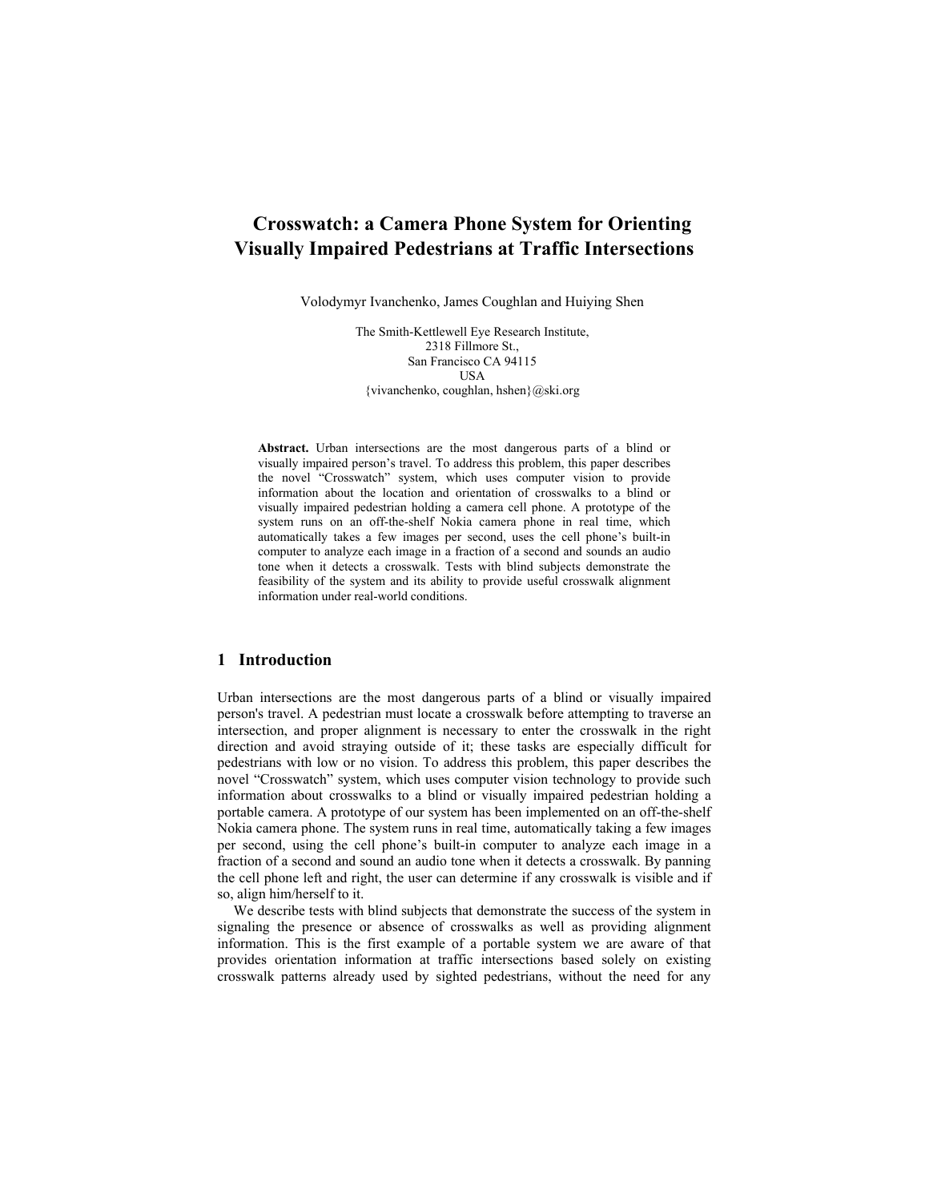# Crosswatch: a Camera Phone System for Orienting Visually Impaired Pedestrians at Traffic Intersections

Volodymyr Ivanchenko, James Coughlan and Huiying Shen

The Smith-Kettlewell Eye Research Institute,
2318 Fillmore St.,
San Francisco CA 94115
USA
{vivanchenko, coughlan, hshen}@ski.org

**Abstract.** Urban intersections are the most dangerous parts of a blind or visually impaired person's travel. To address this problem, this paper describes the novel "Crosswatch" system, which uses computer vision to provide information about the location and orientation of crosswalks to a blind or visually impaired pedestrian holding a camera cell phone. A prototype of the system runs on an off-the-shelf Nokia camera phone in real time, which automatically takes a few images per second, uses the cell phone's built-in computer to analyze each image in a fraction of a second and sounds an audio tone when it detects a crosswalk. Tests with blind subjects demonstrate the feasibility of the system and its ability to provide useful crosswalk alignment information under real-world conditions.

## 1 Introduction

Urban intersections are the most dangerous parts of a blind or visually impaired person's travel. A pedestrian must locate a crosswalk before attempting to traverse an intersection, and proper alignment is necessary to enter the crosswalk in the right direction and avoid straying outside of it; these tasks are especially difficult for pedestrians with low or no vision. To address this problem, this paper describes the novel "Crosswatch" system, which uses computer vision technology to provide such information about crosswalks to a blind or visually impaired pedestrian holding a portable camera. A prototype of our system has been implemented on an off-the-shelf Nokia camera phone. The system runs in real time, automatically taking a few images per second, using the cell phone's built-in computer to analyze each image in a fraction of a second and sound an audio tone when it detects a crosswalk. By panning the cell phone left and right, the user can determine if any crosswalk is visible and if so, align him/herself to it.

We describe tests with blind subjects that demonstrate the success of the system in signaling the presence or absence of crosswalks as well as providing alignment information. This is the first example of a portable system we are aware of that provides orientation information at traffic intersections based solely on existing crosswalk patterns already used by sighted pedestrians, without the need for any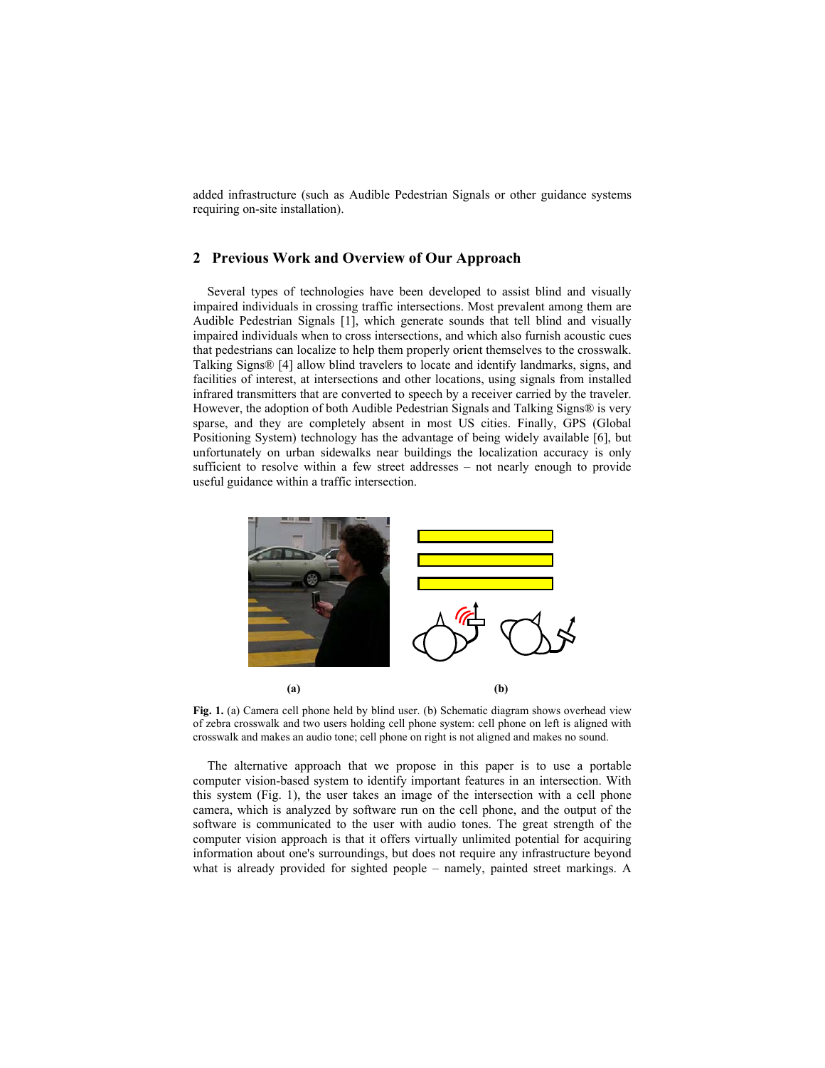added infrastructure (such as Audible Pedestrian Signals or other guidance systems requiring on-site installation).

## 2 Previous Work and Overview of Our Approach

Several types of technologies have been developed to assist blind and visually impaired individuals in crossing traffic intersections. Most prevalent among them are Audible Pedestrian Signals [1], which generate sounds that tell blind and visually impaired individuals when to cross intersections, and which also furnish acoustic cues that pedestrians can localize to help them properly orient themselves to the crosswalk. Talking Signs® [4] allow blind travelers to locate and identify landmarks, signs, and facilities of interest, at intersections and other locations, using signals from installed infrared transmitters that are converted to speech by a receiver carried by the traveler. However, the adoption of both Audible Pedestrian Signals and Talking Signs® is very sparse, and they are completely absent in most US cities. Finally, GPS (Global Positioning System) technology has the advantage of being widely available [6], but unfortunately on urban sidewalks near buildings the localization accuracy is only sufficient to resolve within a few street addresses – not nearly enough to provide useful guidance within a traffic intersection.

**(a)** **(b)**

**Fig. 1.** (a) Camera cell phone held by blind user. (b) Schematic diagram shows overhead view of zebra crosswalk and two users holding cell phone system: cell phone on left is aligned with crosswalk and makes an audio tone; cell phone on right is not aligned and makes no sound.

The alternative approach that we propose in this paper is to use a portable computer vision-based system to identify important features in an intersection. With this system (Fig. 1), the user takes an image of the intersection with a cell phone camera, which is analyzed by software run on the cell phone, and the output of the software is communicated to the user with audio tones. The great strength of the computer vision approach is that it offers virtually unlimited potential for acquiring information about one's surroundings, but does not require any infrastructure beyond what is already provided for sighted people – namely, painted street markings. A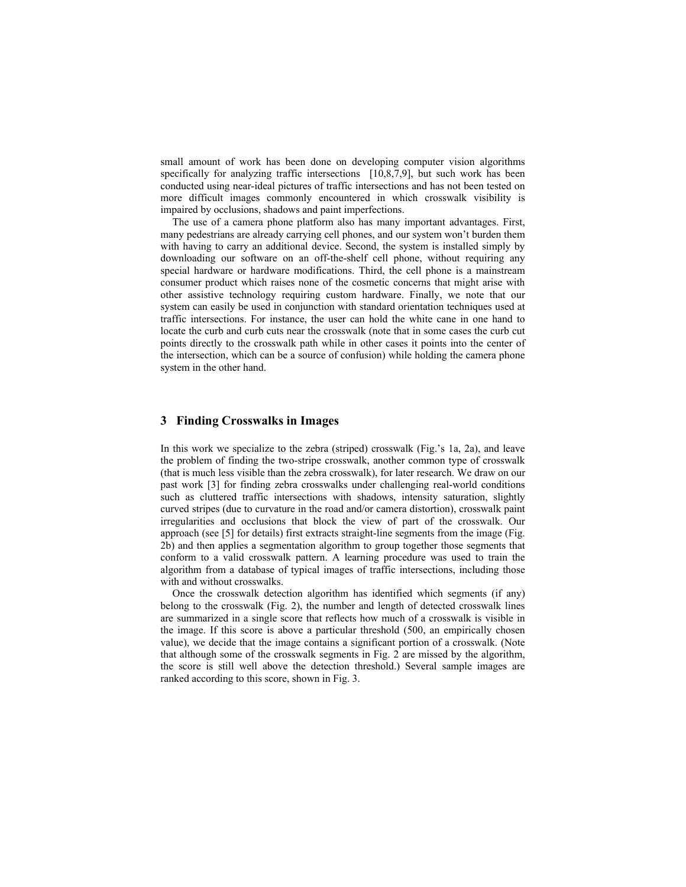small amount of work has been done on developing computer vision algorithms specifically for analyzing traffic intersections [10,8,7,9], but such work has been conducted using near-ideal pictures of traffic intersections and has not been tested on more difficult images commonly encountered in which crosswalk visibility is impaired by occlusions, shadows and paint imperfections.

The use of a camera phone platform also has many important advantages. First, many pedestrians are already carrying cell phones, and our system won't burden them with having to carry an additional device. Second, the system is installed simply by downloading our software on an off-the-shelf cell phone, without requiring any special hardware or hardware modifications. Third, the cell phone is a mainstream consumer product which raises none of the cosmetic concerns that might arise with other assistive technology requiring custom hardware. Finally, we note that our system can easily be used in conjunction with standard orientation techniques used at traffic intersections. For instance, the user can hold the white cane in one hand to locate the curb and curb cuts near the crosswalk (note that in some cases the curb cut points directly to the crosswalk path while in other cases it points into the center of the intersection, which can be a source of confusion) while holding the camera phone system in the other hand.

## 3 Finding Crosswalks in Images

In this work we specialize to the zebra (striped) crosswalk (Fig.'s 1a, 2a), and leave the problem of finding the two-stripe crosswalk, another common type of crosswalk (that is much less visible than the zebra crosswalk), for later research. We draw on our past work [3] for finding zebra crosswalks under challenging real-world conditions such as cluttered traffic intersections with shadows, intensity saturation, slightly curved stripes (due to curvature in the road and/or camera distortion), crosswalk paint irregularities and occlusions that block the view of part of the crosswalk. Our approach (see [5] for details) first extracts straight-line segments from the image (Fig. 2b) and then applies a segmentation algorithm to group together those segments that conform to a valid crosswalk pattern. A learning procedure was used to train the algorithm from a database of typical images of traffic intersections, including those with and without crosswalks.

Once the crosswalk detection algorithm has identified which segments (if any) belong to the crosswalk (Fig. 2), the number and length of detected crosswalk lines are summarized in a single score that reflects how much of a crosswalk is visible in the image. If this score is above a particular threshold (500, an empirically chosen value), we decide that the image contains a significant portion of a crosswalk. (Note that although some of the crosswalk segments in Fig. 2 are missed by the algorithm, the score is still well above the detection threshold.) Several sample images are ranked according to this score, shown in Fig. 3.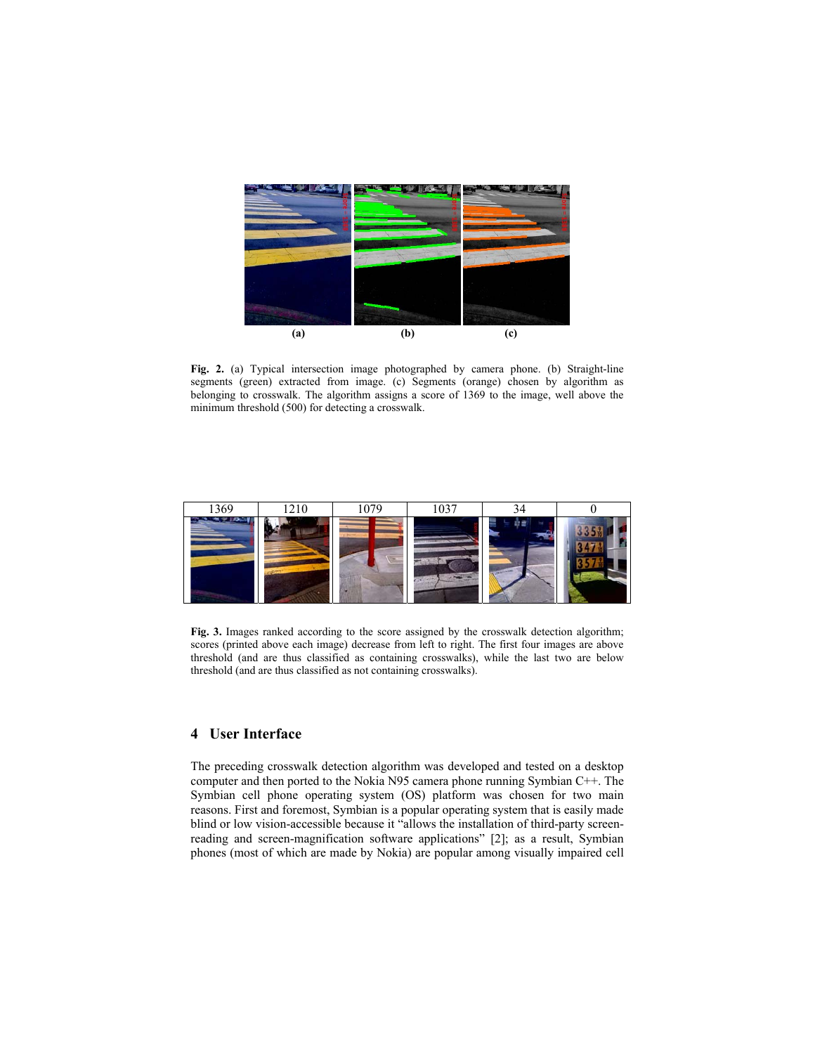**(a)** **(b)** **(c)**

**Fig. 2.** (a) Typical intersection image photographed by camera phone. (b) Straight-line segments (green) extracted from image. (c) Segments (orange) chosen by algorithm as belonging to crosswalk. The algorithm assigns a score of 1369 to the image, well above the minimum threshold (500) for detecting a crosswalk.

| 1369 | 1210 | 1079 | 1037 | 34 | 0 |
|---|---|---|---|---|---|

**Fig. 3.** Images ranked according to the score assigned by the crosswalk detection algorithm; scores (printed above each image) decrease from left to right. The first four images are above threshold (and are thus classified as containing crosswalks), while the last two are below threshold (and are thus classified as not containing crosswalks).

## 4 User Interface

The preceding crosswalk detection algorithm was developed and tested on a desktop computer and then ported to the Nokia N95 camera phone running Symbian C++. The Symbian cell phone operating system (OS) platform was chosen for two main reasons. First and foremost, Symbian is a popular operating system that is easily made blind or low vision-accessible because it "allows the installation of third-party screen-reading and screen-magnification software applications" [2]; as a result, Symbian phones (most of which are made by Nokia) are popular among visually impaired cell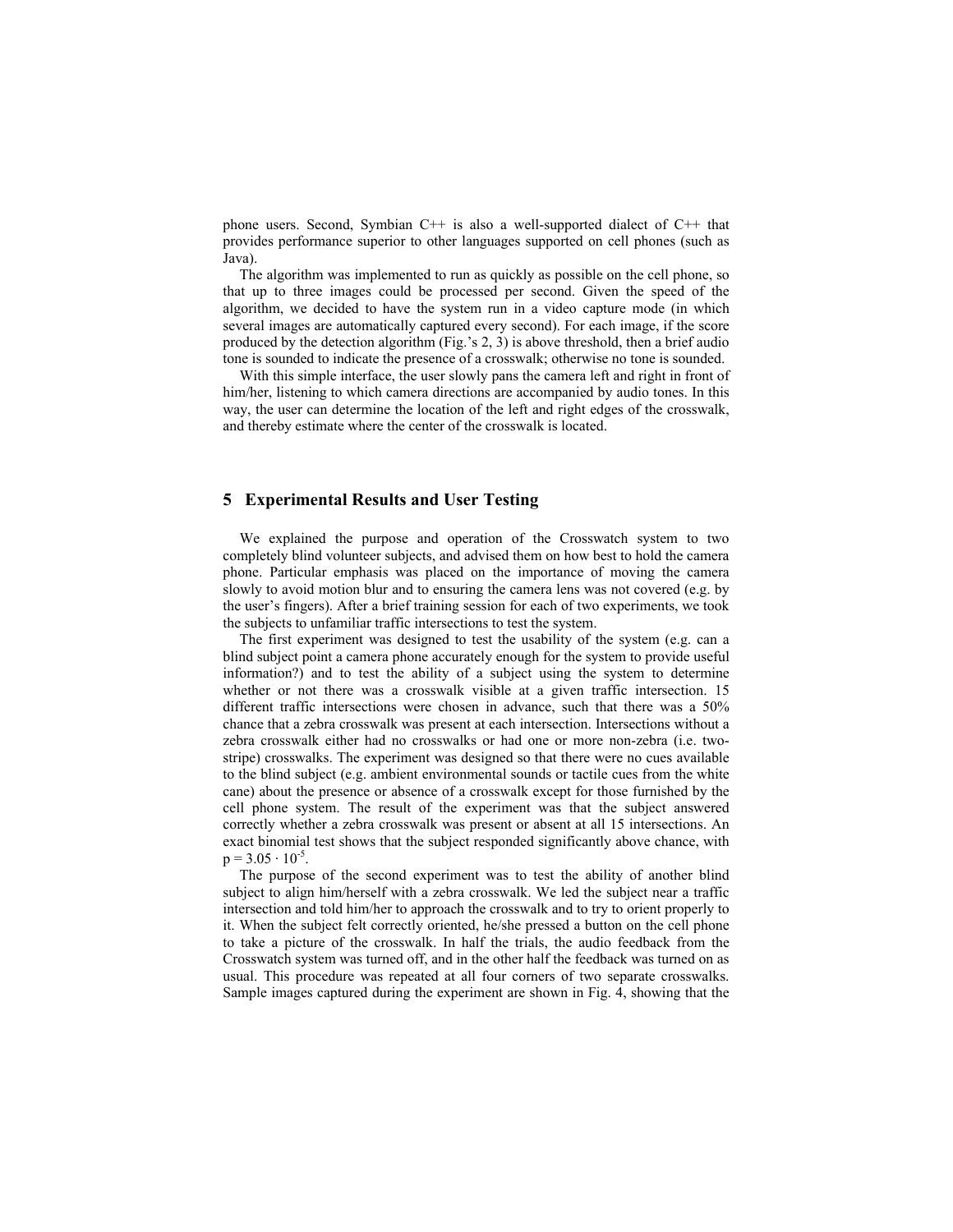phone users. Second, Symbian C++ is also a well-supported dialect of C++ that provides performance superior to other languages supported on cell phones (such as Java).

The algorithm was implemented to run as quickly as possible on the cell phone, so that up to three images could be processed per second. Given the speed of the algorithm, we decided to have the system run in a video capture mode (in which several images are automatically captured every second). For each image, if the score produced by the detection algorithm (Fig.'s 2, 3) is above threshold, then a brief audio tone is sounded to indicate the presence of a crosswalk; otherwise no tone is sounded.

With this simple interface, the user slowly pans the camera left and right in front of him/her, listening to which camera directions are accompanied by audio tones. In this way, the user can determine the location of the left and right edges of the crosswalk, and thereby estimate where the center of the crosswalk is located.

## 5 Experimental Results and User Testing

We explained the purpose and operation of the Crosswatch system to two completely blind volunteer subjects, and advised them on how best to hold the camera phone. Particular emphasis was placed on the importance of moving the camera slowly to avoid motion blur and to ensuring the camera lens was not covered (e.g. by the user's fingers). After a brief training session for each of two experiments, we took the subjects to unfamiliar traffic intersections to test the system.

The first experiment was designed to test the usability of the system (e.g. can a blind subject point a camera phone accurately enough for the system to provide useful information?) and to test the ability of a subject using the system to determine whether or not there was a crosswalk visible at a given traffic intersection. 15 different traffic intersections were chosen in advance, such that there was a 50% chance that a zebra crosswalk was present at each intersection. Intersections without a zebra crosswalk either had no crosswalks or had one or more non-zebra (i.e. two-stripe) crosswalks. The experiment was designed so that there were no cues available to the blind subject (e.g. ambient environmental sounds or tactile cues from the white cane) about the presence or absence of a crosswalk except for those furnished by the cell phone system. The result of the experiment was that the subject answered correctly whether a zebra crosswalk was present or absent at all 15 intersections. An exact binomial test shows that the subject responded significantly above chance, with $p = 3.05 \cdot 10^{-5}$.

The purpose of the second experiment was to test the ability of another blind subject to align him/herself with a zebra crosswalk. We led the subject near a traffic intersection and told him/her to approach the crosswalk and to try to orient properly to it. When the subject felt correctly oriented, he/she pressed a button on the cell phone to take a picture of the crosswalk. In half the trials, the audio feedback from the Crosswatch system was turned off, and in the other half the feedback was turned on as usual. This procedure was repeated at all four corners of two separate crosswalks. Sample images captured during the experiment are shown in Fig. 4, showing that the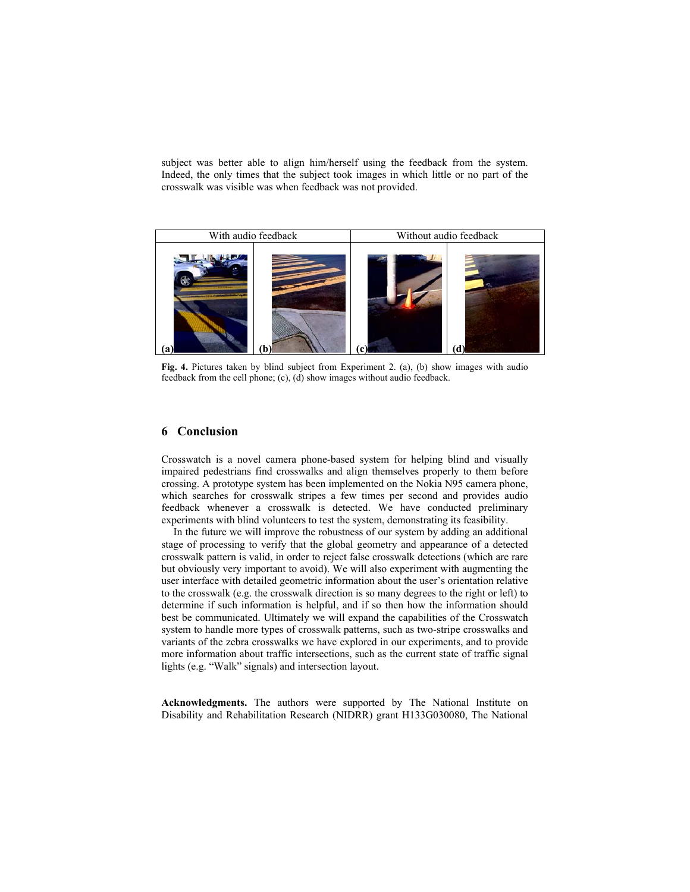subject was better able to align him/herself using the feedback from the system. Indeed, the only times that the subject took images in which little or no part of the crosswalk was visible was when feedback was not provided.

| With audio feedback | | Without audio feedback | |
|---|---|---|---|
| (a) | (b) | (c) | (d) |

**Fig. 4.** Pictures taken by blind subject from Experiment 2. (a), (b) show images with audio feedback from the cell phone; (c), (d) show images without audio feedback.

## 6 Conclusion

Crosswatch is a novel camera phone-based system for helping blind and visually impaired pedestrians find crosswalks and align themselves properly to them before crossing. A prototype system has been implemented on the Nokia N95 camera phone, which searches for crosswalk stripes a few times per second and provides audio feedback whenever a crosswalk is detected. We have conducted preliminary experiments with blind volunteers to test the system, demonstrating its feasibility.

In the future we will improve the robustness of our system by adding an additional stage of processing to verify that the global geometry and appearance of a detected crosswalk pattern is valid, in order to reject false crosswalk detections (which are rare but obviously very important to avoid). We will also experiment with augmenting the user interface with detailed geometric information about the user's orientation relative to the crosswalk (e.g. the crosswalk direction is so many degrees to the right or left) to determine if such information is helpful, and if so then how the information should best be communicated. Ultimately we will expand the capabilities of the Crosswatch system to handle more types of crosswalk patterns, such as two-stripe crosswalks and variants of the zebra crosswalks we have explored in our experiments, and to provide more information about traffic intersections, such as the current state of traffic signal lights (e.g. "Walk" signals) and intersection layout.

**Acknowledgments.** The authors were supported by The National Institute on Disability and Rehabilitation Research (NIDRR) grant H133G030080, The National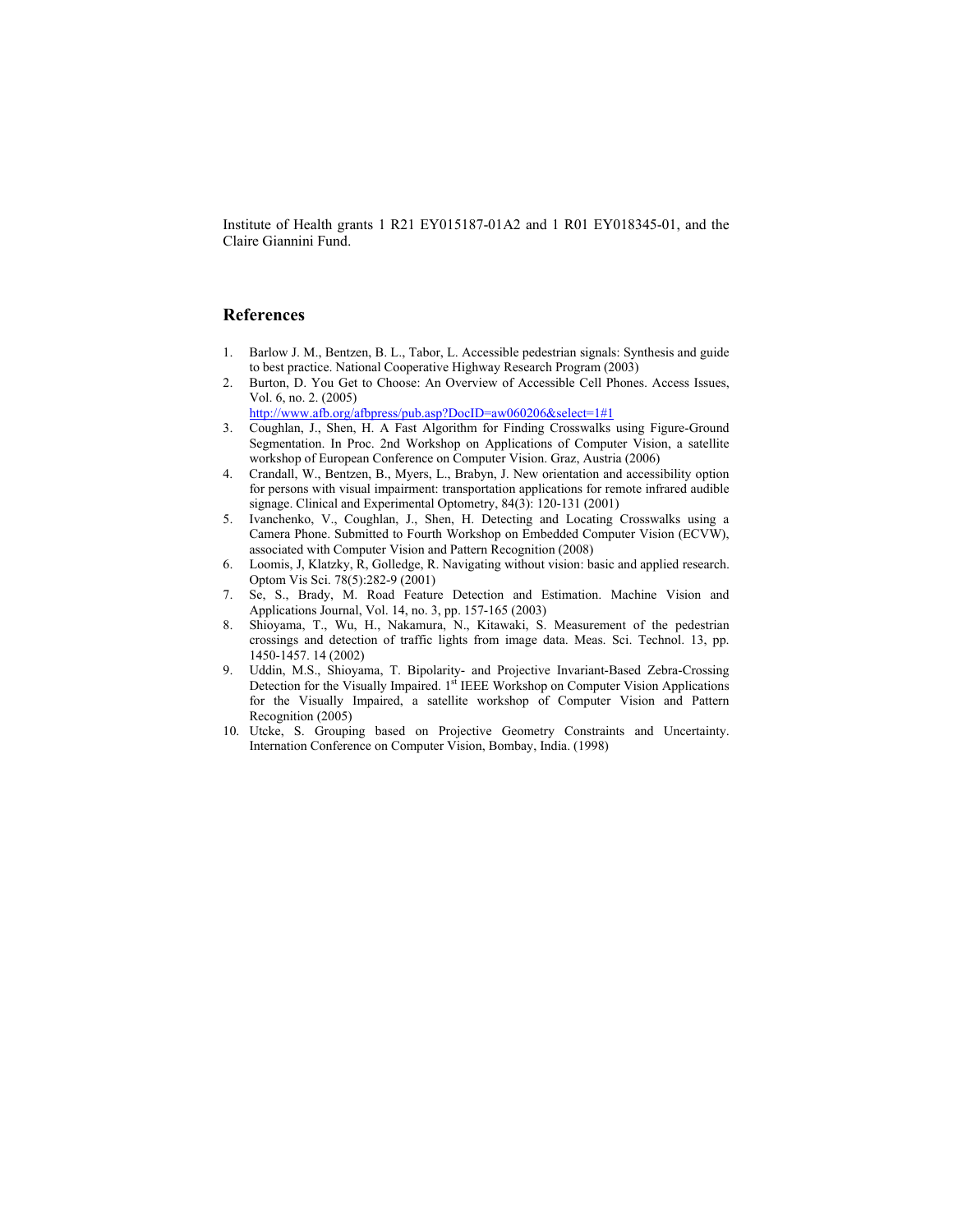Institute of Health grants 1 R21 EY015187-01A2 and 1 R01 EY018345-01, and the Claire Giannini Fund.

## References

1. Barlow J. M., Bentzen, B. L., Tabor, L. Accessible pedestrian signals: Synthesis and guide to best practice. National Cooperative Highway Research Program (2003)
2. Burton, D. You Get to Choose: An Overview of Accessible Cell Phones. Access Issues, Vol. 6, no. 2. (2005) http://www.afb.org/afbpress/pub.asp?DocID=aw060206&select=1#1
3. Coughlan, J., Shen, H. A Fast Algorithm for Finding Crosswalks using Figure-Ground Segmentation. In Proc. 2nd Workshop on Applications of Computer Vision, a satellite workshop of European Conference on Computer Vision. Graz, Austria (2006)
4. Crandall, W., Bentzen, B., Myers, L., Brabyn, J. New orientation and accessibility option for persons with visual impairment: transportation applications for remote infrared audible signage. Clinical and Experimental Optometry, 84(3): 120-131 (2001)
5. Ivanchenko, V., Coughlan, J., Shen, H. Detecting and Locating Crosswalks using a Camera Phone. Submitted to Fourth Workshop on Embedded Computer Vision (ECVW), associated with Computer Vision and Pattern Recognition (2008)
6. Loomis, J, Klatzky, R, Golledge, R. Navigating without vision: basic and applied research. Optom Vis Sci. 78(5):282-9 (2001)
7. Se, S., Brady, M. Road Feature Detection and Estimation. Machine Vision and Applications Journal, Vol. 14, no. 3, pp. 157-165 (2003)
8. Shioyama, T., Wu, H., Nakamura, N., Kitawaki, S. Measurement of the pedestrian crossings and detection of traffic lights from image data. Meas. Sci. Technol. 13, pp. 1450-1457. 14 (2002)
9. Uddin, M.S., Shioyama, T. Bipolarity- and Projective Invariant-Based Zebra-Crossing Detection for the Visually Impaired. 1st IEEE Workshop on Computer Vision Applications for the Visually Impaired, a satellite workshop of Computer Vision and Pattern Recognition (2005)
10. Utcke, S. Grouping based on Projective Geometry Constraints and Uncertainty. Internation Conference on Computer Vision, Bombay, India. (1998)